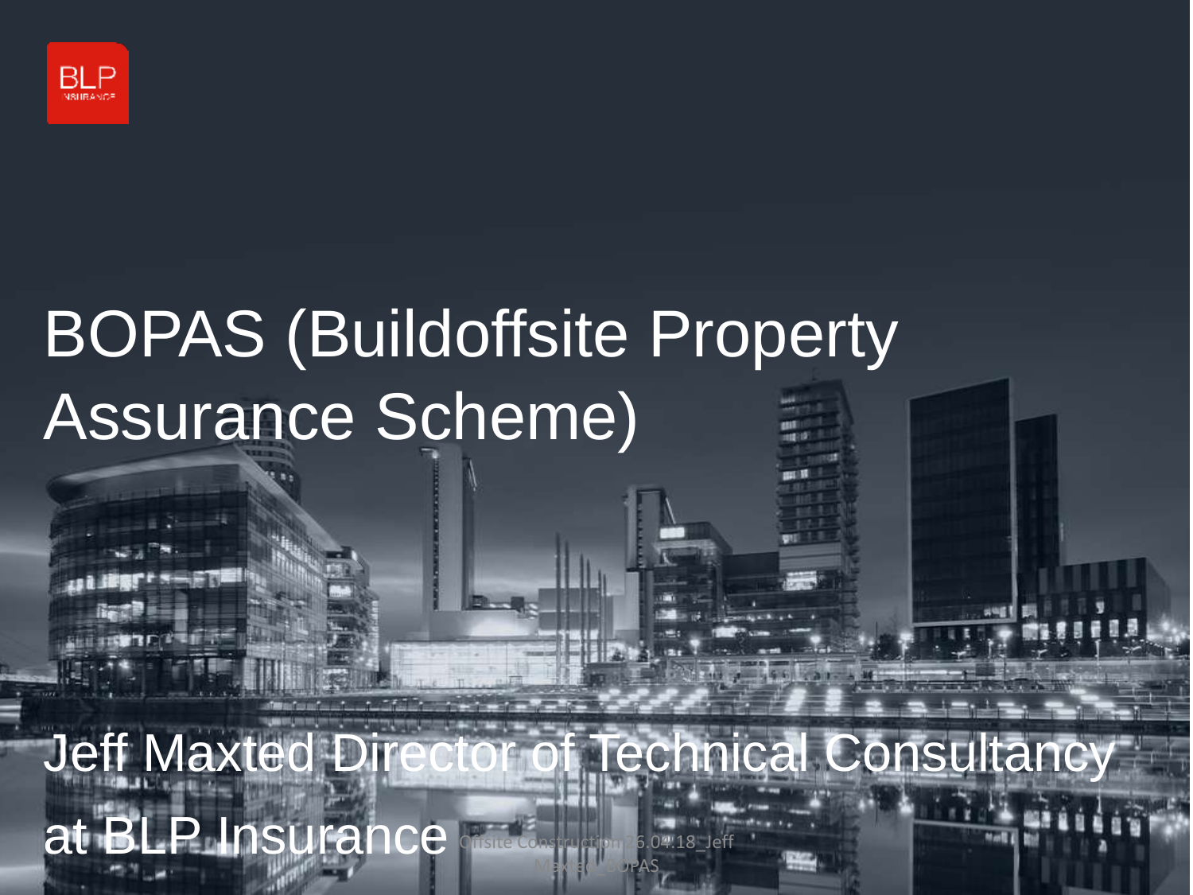BLP INSURANCE

# BOPAS (Buildoffsite Property Assurance Scheme)

Jeff Maxted Director of Technical Consultancy at BLP Insurance

Offsite Construction 26.04.18_Jeff Maxted_BOPAS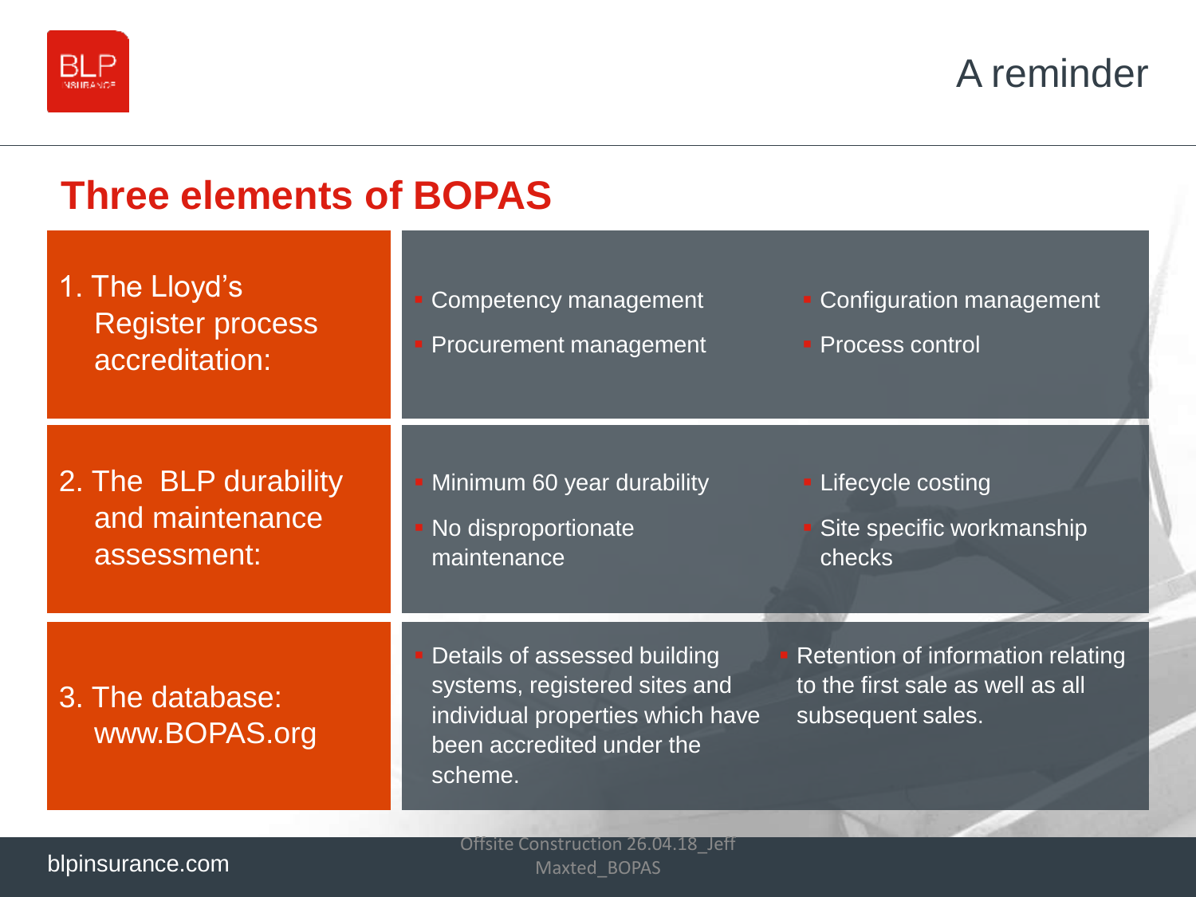# A reminder

## Three elements of BOPAS

| | | |
|---|---|---|
| 1. The Lloyd's Register process accreditation: | - Competency management<br>- Procurement management | - Configuration management<br>- Process control |
| 2. The BLP durability and maintenance assessment: | - Minimum 60 year durability<br>- No disproportionate maintenance | - Lifecycle costing<br>- Site specific workmanship checks |
| 3. The database: www.BOPAS.org | - Details of assessed building systems, registered sites and individual properties which have been accredited under the scheme. | - Retention of information relating to the first sale as well as all subsequent sales. |

blpinsurance.com

Offsite Construction 26.04.18_Jeff Maxted_BOPAS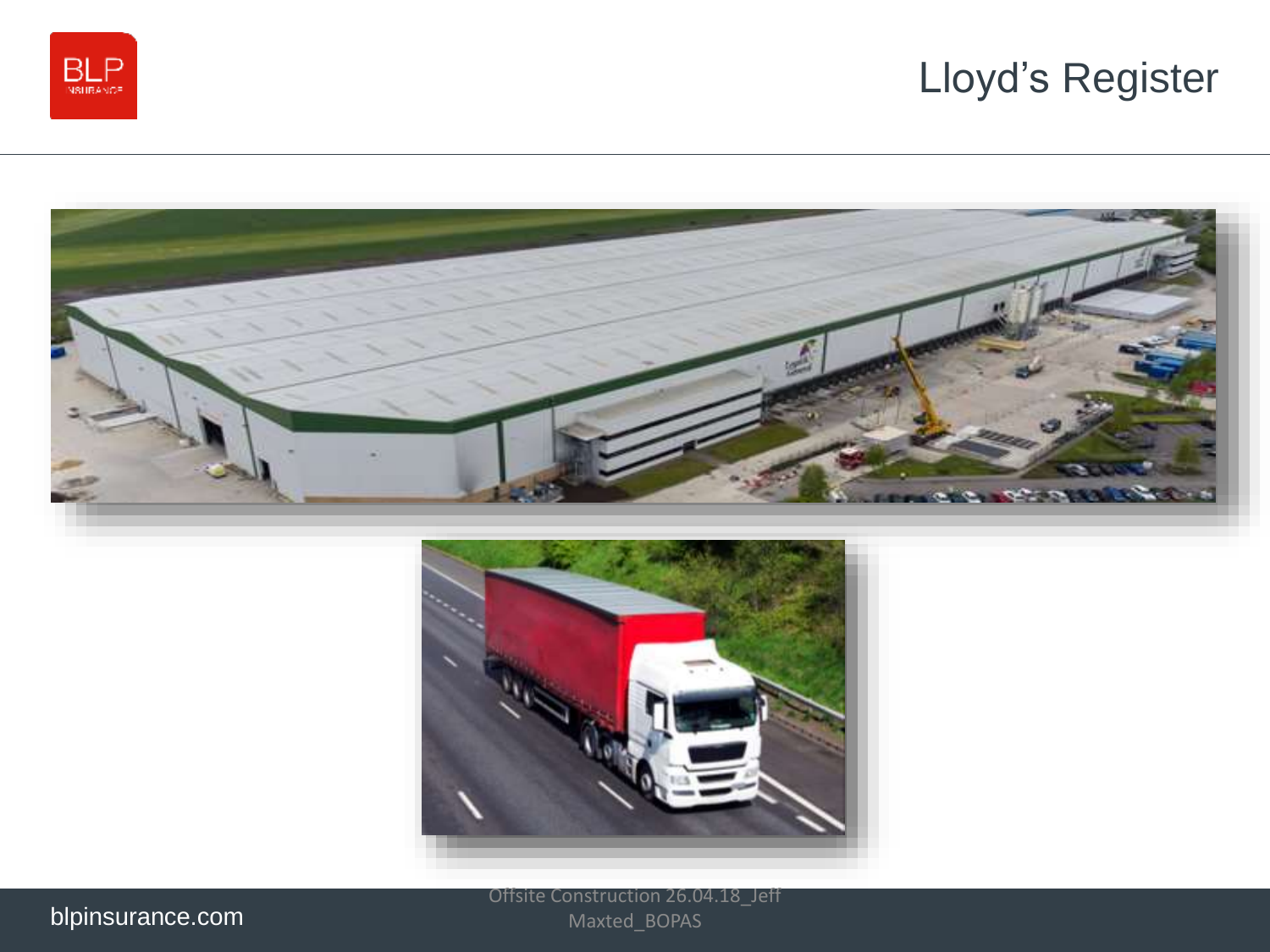# Lloyd's Register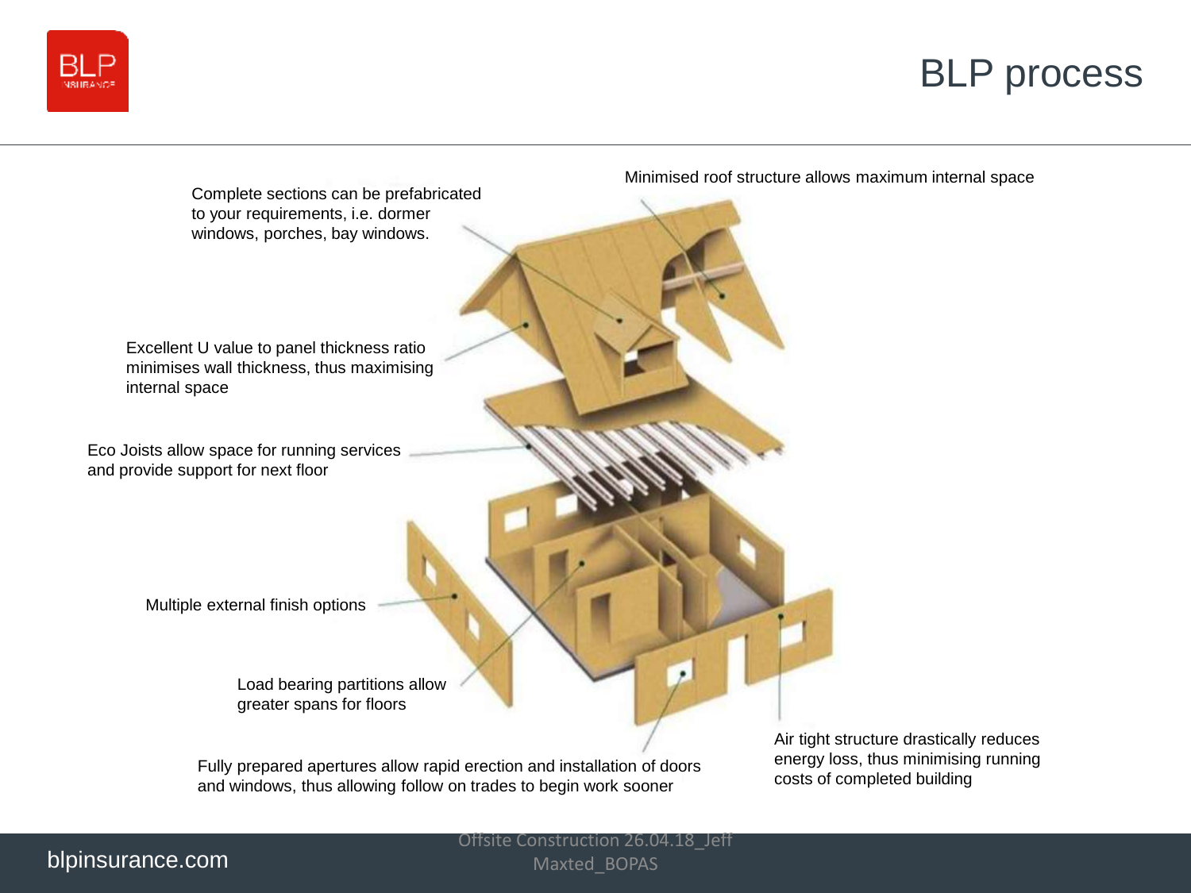# BLP process

Complete sections can be prefabricated to your requirements, i.e. dormer windows, porches, bay windows.

Minimised roof structure allows maximum internal space

Excellent U value to panel thickness ratio minimises wall thickness, thus maximising internal space

Eco Joists allow space for running services and provide support for next floor

Multiple external finish options

Load bearing partitions allow greater spans for floors

Fully prepared apertures allow rapid erection and installation of doors and windows, thus allowing follow on trades to begin work sooner

Air tight structure drastically reduces energy loss, thus minimising running costs of completed building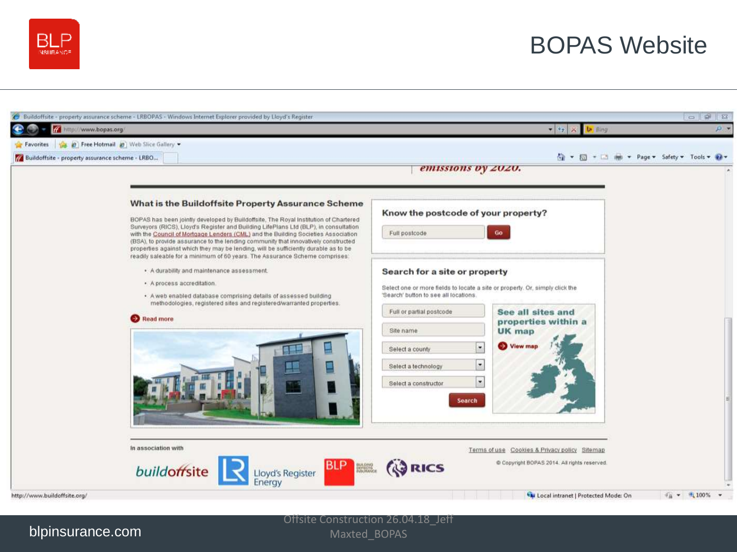# BOPAS Website

## What is the Buildoffsite Property Assurance Scheme

BOPAS has been jointly developed by Buildoffsite, The Royal Institution of Chartered Surveyors (RICS), Lloyd's Register and Building LifePlans Ltd (BLP), in consultation with the Council of Mortgage Lenders (CML) and the Building Societies Association (BSA), to provide assurance to the lending community that innovatively constructed properties against which they may be lending, will be sufficiently durable as to be readily saleable for a minimum of 60 years. The Assurance Scheme comprises:

- A durability and maintenance assessment.
- A process accreditation.
- A web enabled database comprising details of assessed building methodologies, registered sites and registered/warranted properties.

Read more

### Know the postcode of your property?

Full postcode | Go

### Search for a site or property

Select one or more fields to locate a site or property. Or, simply click the 'Search' button to see all locations.

- Full or partial postcode
- Site name
- Select a county
- Select a technology
- Select a constructor

Search

**See all sites and properties within a UK map**

View map

In association with

buildoffsite | Lloyd's Register Energy | BLP | RICS

Terms of use | Cookies & Privacy policy | Sitemap

© Copyright BOPAS 2014. All rights reserved.

blpinsurance.com

Offsite Construction 26.04.18_Jeff Maxted_BOPAS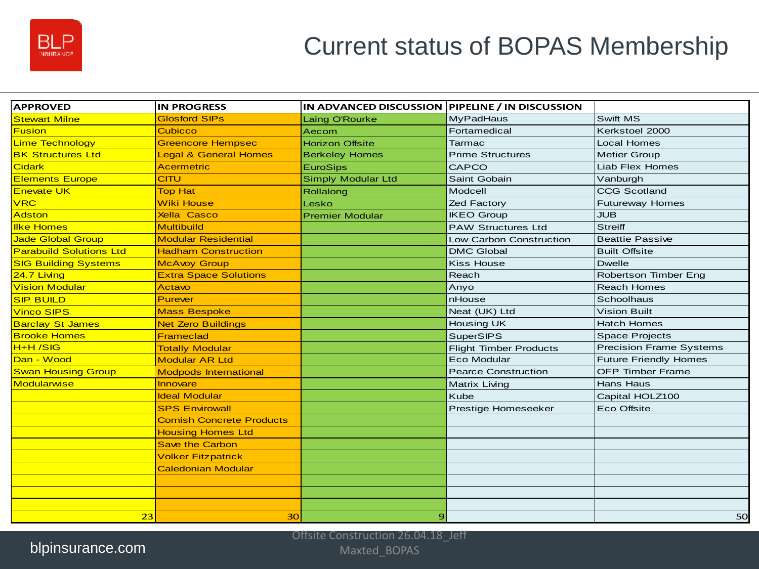# Current status of BOPAS Membership

| APPROVED | IN PROGRESS | IN ADVANCED DISCUSSION | PIPELINE / IN DISCUSSION | |
|---|---|---|---|---|
| Stewart Milne | Glosford SIPs | Laing O'Rourke | MyPadHaus | Swift MS |
| Fusion | Cubicco | Aecom | Fortamedical | Kerkstoel 2000 |
| Lime Technology | Greencore Hempsec | Horizon Offsite | Tarmac | Local Homes |
| BK Structures Ltd | Legal & General Homes | Berkeley Homes | Prime Structures | Metier Group |
| Cidark | Acermetric | EuroSips | CAPCO | Liab Flex Homes |
| Elements Europe | CITU | Simply Modular Ltd | Saint Gobain | Vanburgh |
| Enevate UK | Top Hat | Rollalong | Modcell | CCG Scotland |
| VRC | Wiki House | Lesko | Zed Factory | Futureway Homes |
| Adston | Xella Casco | Premier Modular | IKEO Group | JUB |
| Ilke Homes | Multibuild | | PAW Structures Ltd | Streiff |
| Jade Global Group | Modular Residential | | Low Carbon Construction | Beattie Passive |
| Parabuild Solutions Ltd | Hadham Construction | | DMC Global | Built Offsite |
| SIG Building Systems | McAvoy Group | | Kiss House | Dwelle |
| 24.7 Living | Extra Space Solutions | | Reach | Robertson Timber Eng |
| Vision Modular | Actavo | | Anyo | Reach Homes |
| SIP BUILD | Purever | | nHouse | Schoolhaus |
| Vinco SIPS | Mass Bespoke | | Neat (UK) Ltd | Vision Built |
| Barclay St James | Net Zero Buildings | | Housing UK | Hatch Homes |
| Brooke Homes | Frameclad | | SuperSIPS | Space Projects |
| H+H /SIG | Totally Modular | | Flight Timber Products | Precision Frame Systems |
| Dan - Wood | Modular AR Ltd | | Eco Modular | Future Friendly Homes |
| Swan Housing Group | Modpods International | | Pearce Construction | OFP Timber Frame |
| Modularwise | Innovare | | Matrix Living | Hans Haus |
| | Ideal Modular | | Kube | Capital HOLZ100 |
| | SPS Envirowall | | Prestige Homeseeker | Eco Offsite |
| | Cornish Concrete Products | | | |
| | Housing Homes Ltd | | | |
| | Save the Carbon | | | |
| | Volker Fitzpatrick | | | |
| | Caledonian Modular | | | |
| | | | | |
| | | | | |
| | | | | |
| 23 | 30 | 9 | | 50 |

Offsite Construction 26.04.18_Jeff Maxted_BOPAS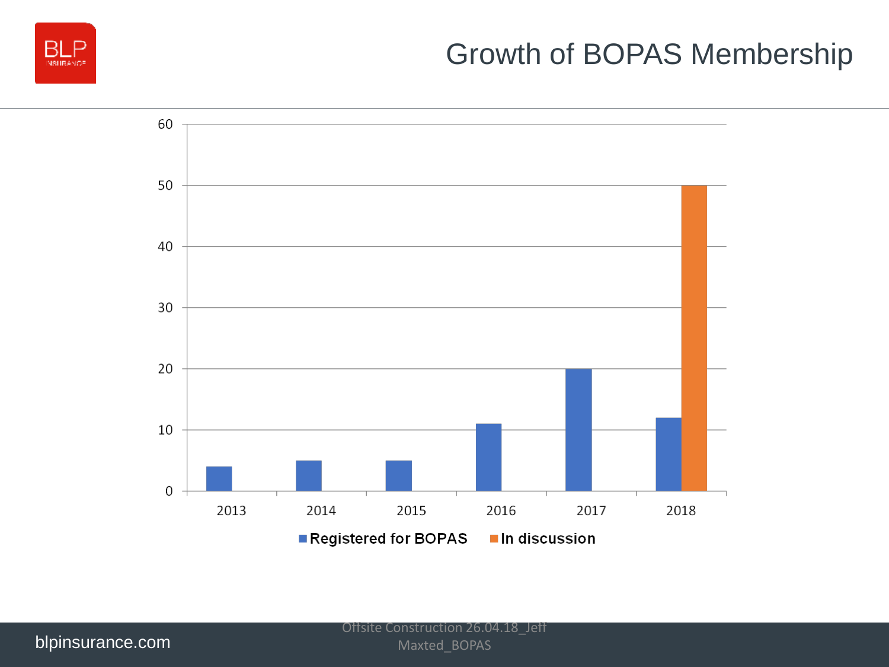# Growth of BOPAS Membership

| Year | Registered for BOPAS | In discussion |
|---|---|---|
| 2013 | 4 | |
| 2014 | 5 | |
| 2015 | 5 | |
| 2016 | 11 | |
| 2017 | 20 | |
| 2018 | 12 | 50 |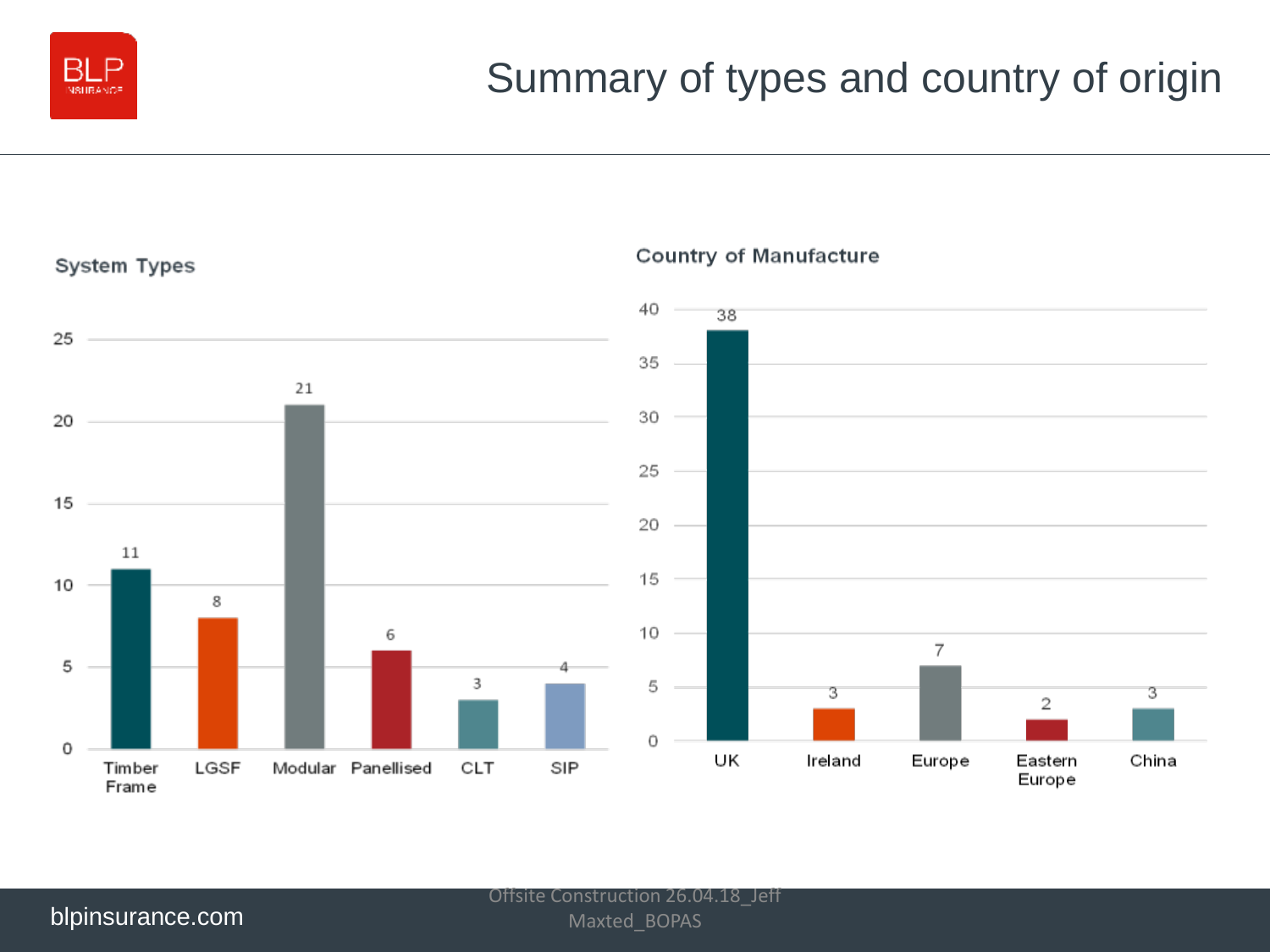# Summary of types and country of origin

## System Types

| Type | Count |
|---|---|
| Timber Frame | 11 |
| LGSF | 8 |
| Modular | 21 |
| Panellised | 6 |
| CLT | 3 |
| SIP | 4 |

## Country of Manufacture

| Country | Count |
|---|---|
| UK | 38 |
| Ireland | 3 |
| Europe | 7 |
| Eastern Europe | 2 |
| China | 3 |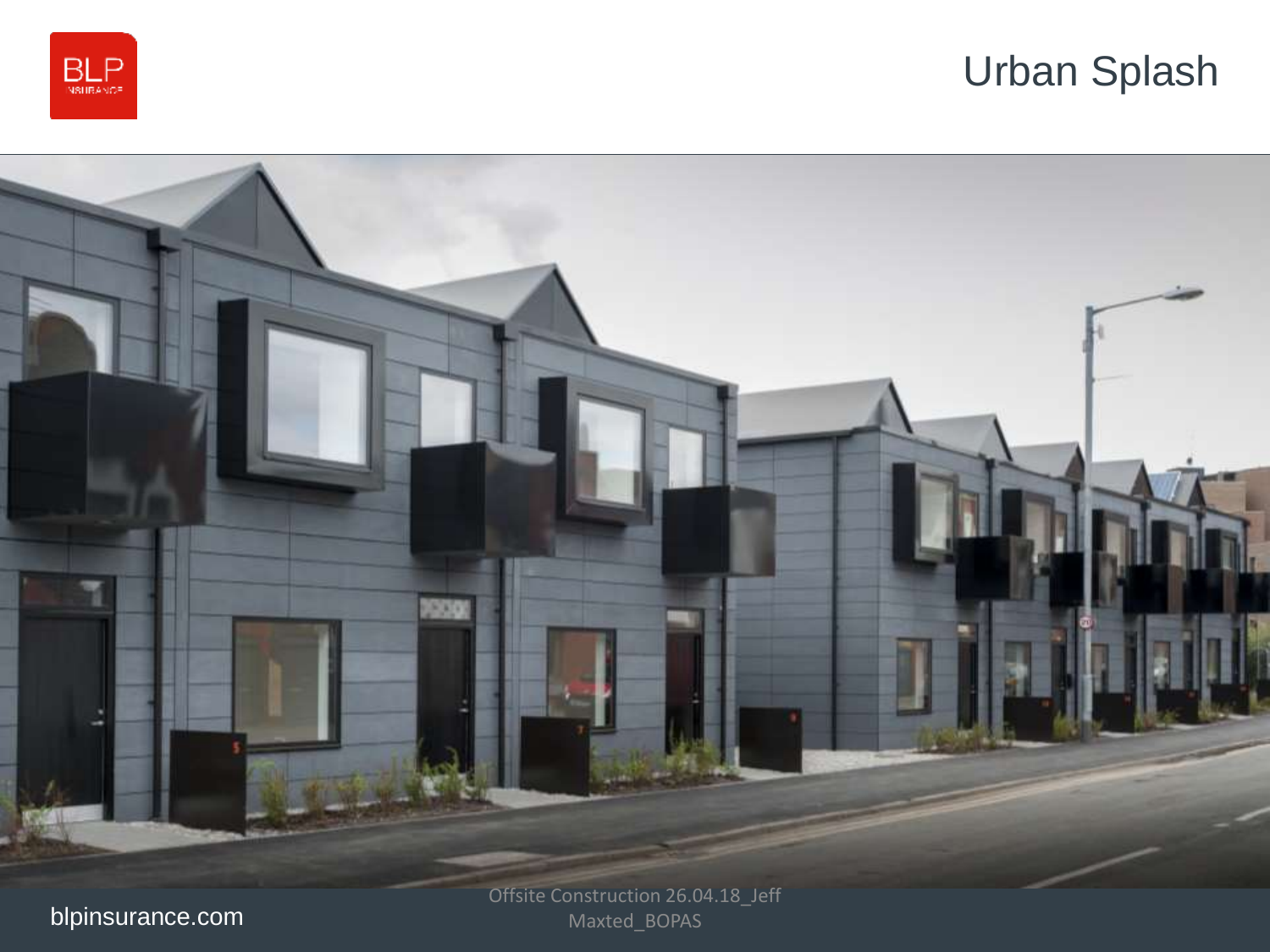# Urban Splash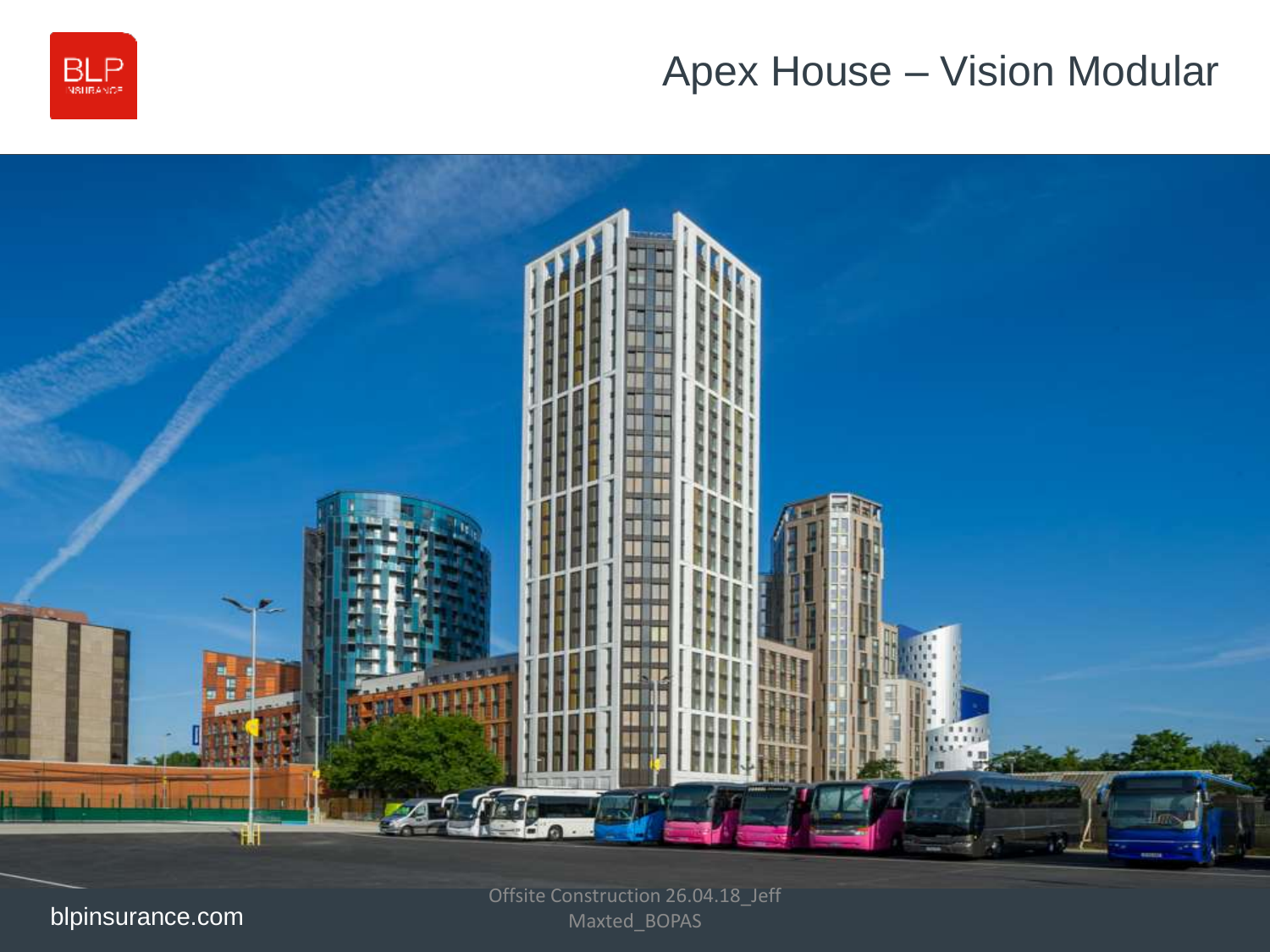# Apex House – Vision Modular

Offsite Construction 26.04.18_Jeff Maxted_BOPAS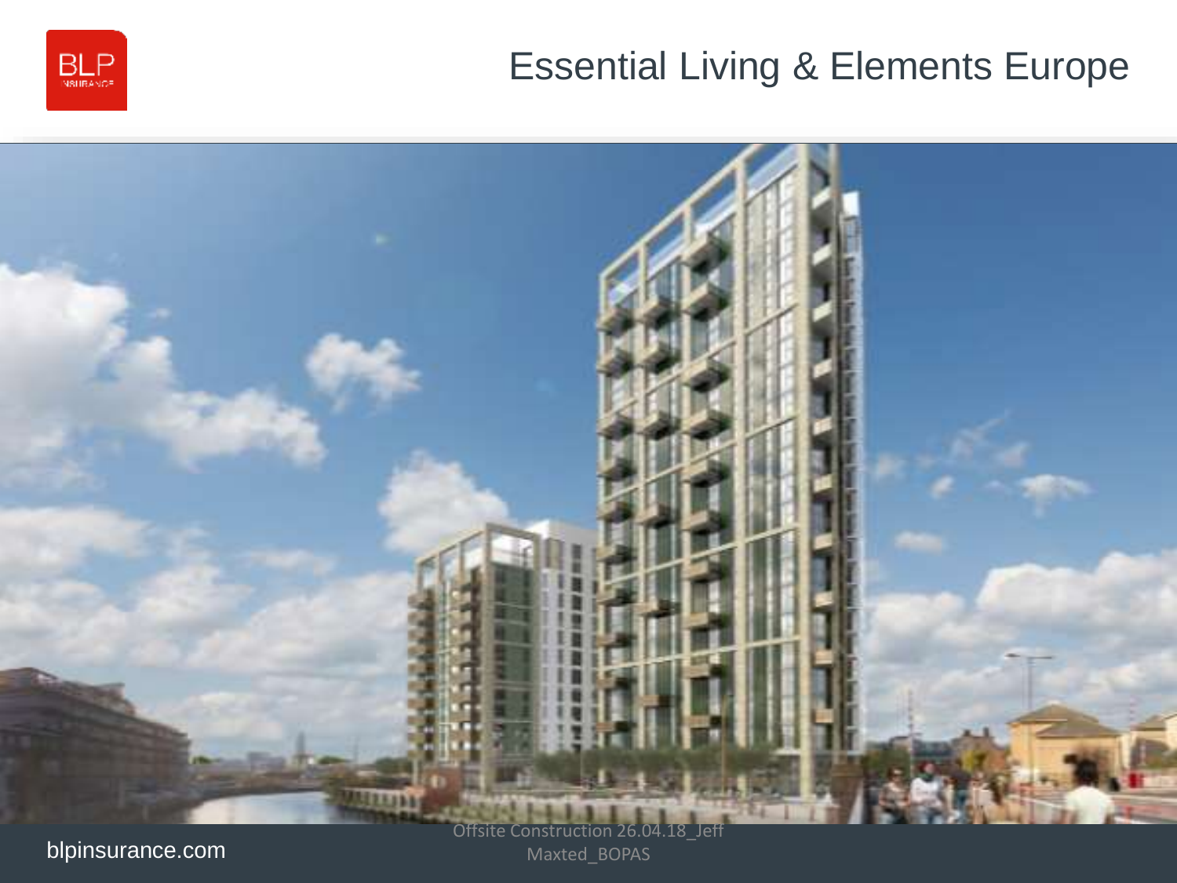# Essential Living & Elements Europe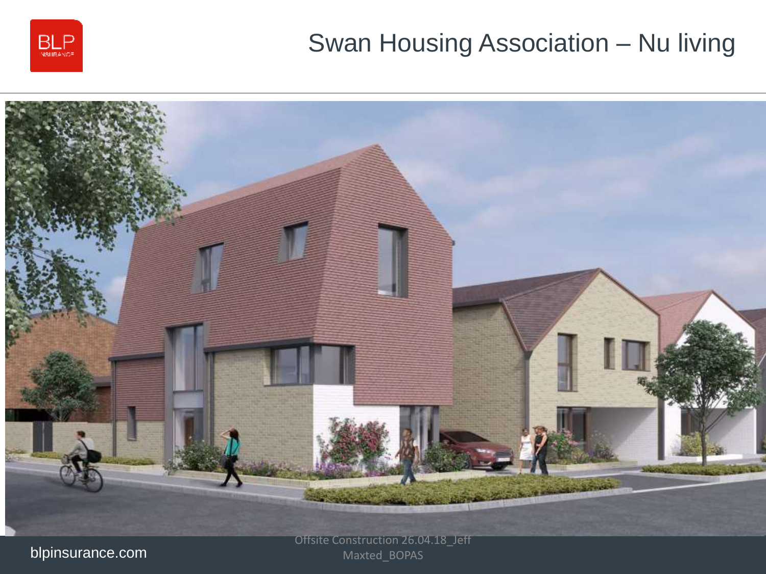# Swan Housing Association – Nu living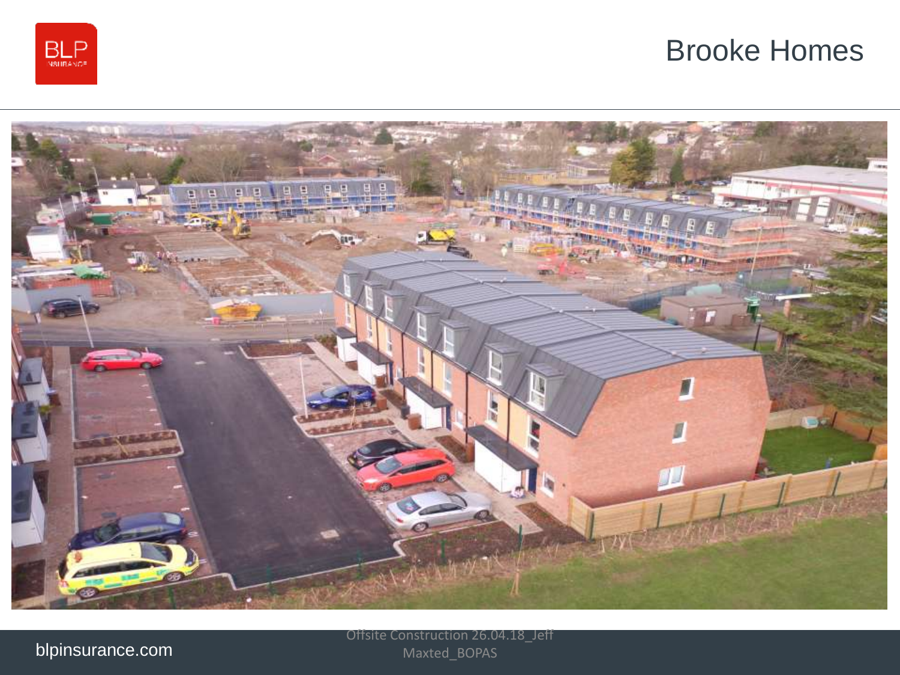# Brooke Homes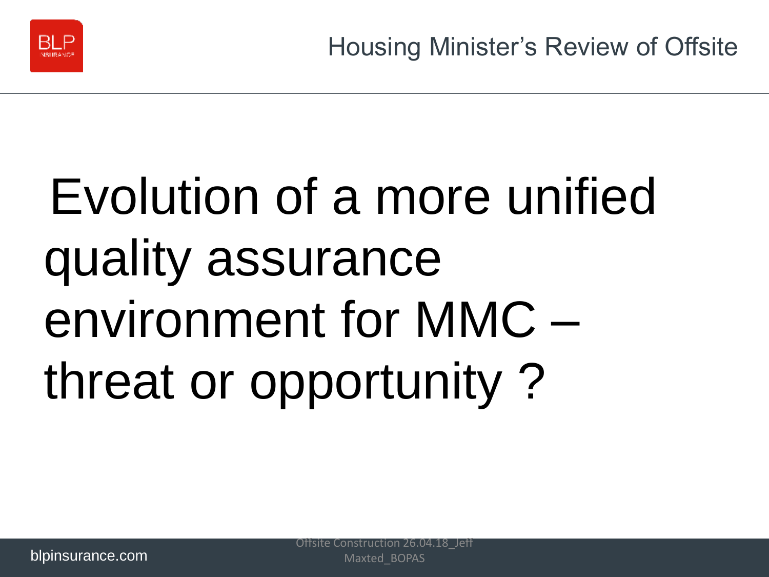# Evolution of a more unified quality assurance environment for MMC – threat or opportunity ?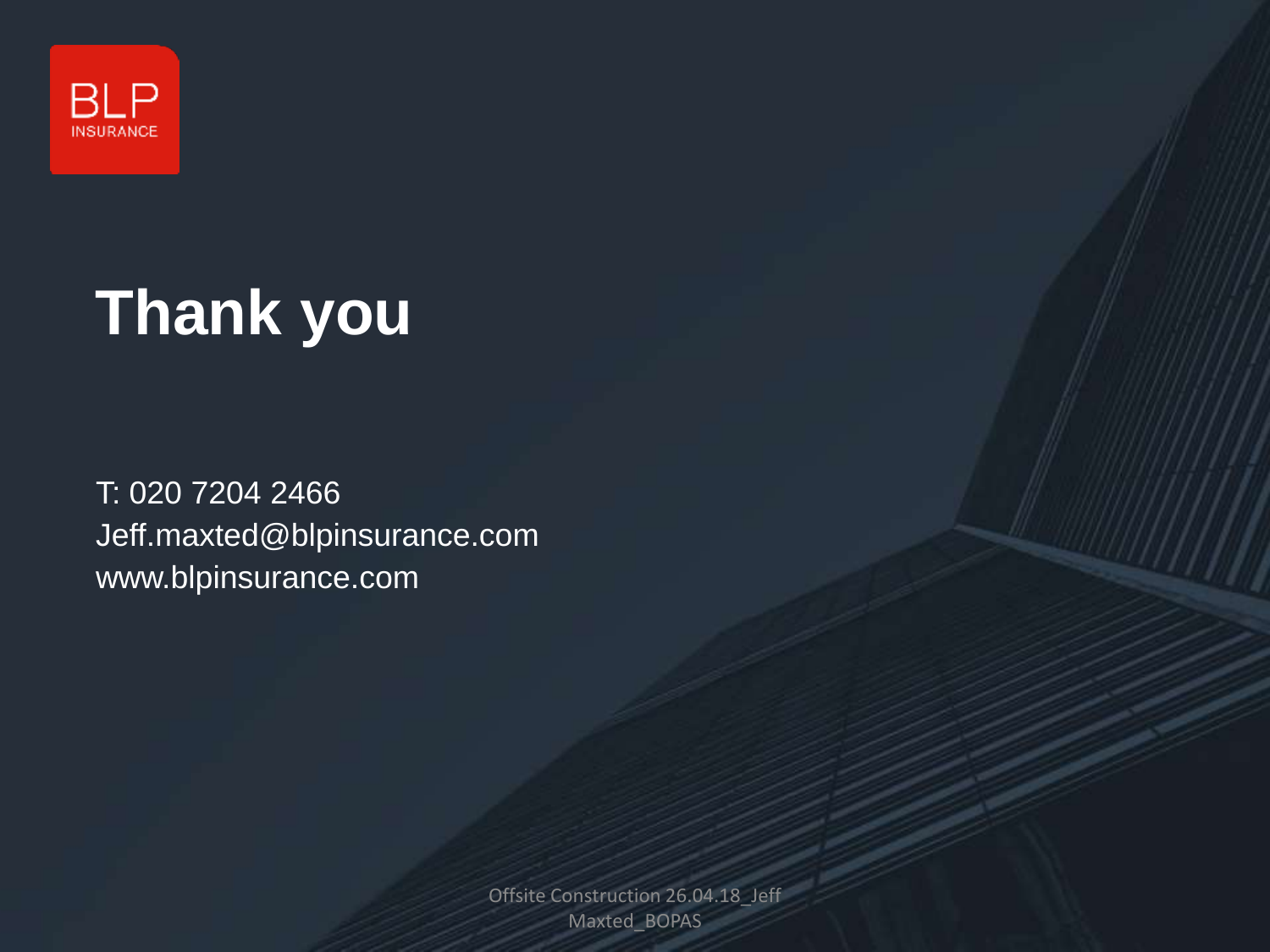BLP INSURANCE

# Thank you

T: 020 7204 2466
Jeff.maxted@blpinsurance.com
www.blpinsurance.com